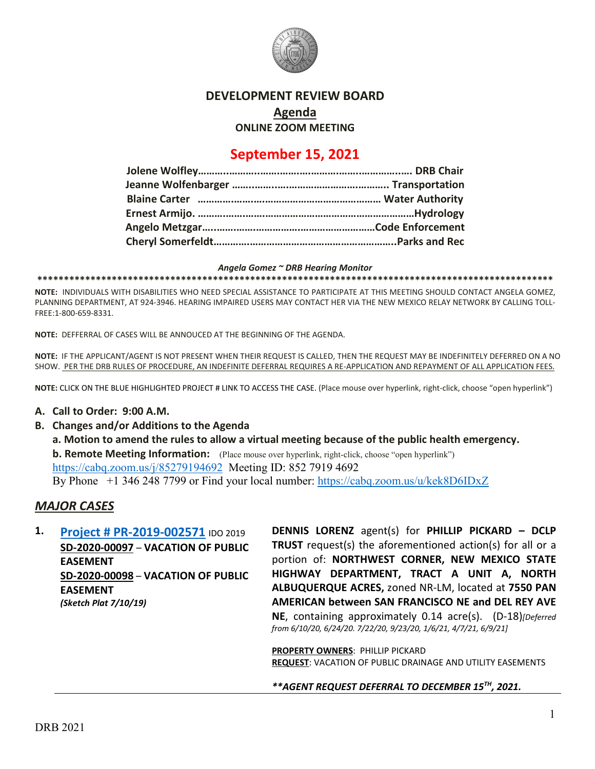# DEVELOPMENT REVIEW BOARD

## Agenda

**ONLINE ZOOM MEETING**

## September 15, 2021

**Jolene Wolfley……….……………………………………………………. DRB Chair**
**Jeanne Wolfenbarger ……………………………………………….. Transportation**
**Blaine Carter ………………………………………………………… Water Authority**
**Ernest Armijo. ……………………………………………………………………Hydrology**
**Angelo Metzgar…………………………………………………………Code Enforcement**
**Cheryl Somerfeldt…………………………………………………………..Parks and Rec**

***Angela Gomez ~ DRB Hearing Monitor***

**NOTE:** INDIVIDUALS WITH DISABILITIES WHO NEED SPECIAL ASSISTANCE TO PARTICIPATE AT THIS MEETING SHOULD CONTACT ANGELA GOMEZ, PLANNING DEPARTMENT, AT 924-3946. HEARING IMPAIRED USERS MAY CONTACT HER VIA THE NEW MEXICO RELAY NETWORK BY CALLING TOLL-FREE:1-800-659-8331.

**NOTE:** DEFFERRAL OF CASES WILL BE ANNOUCED AT THE BEGINNING OF THE AGENDA.

**NOTE:** IF THE APPLICANT/AGENT IS NOT PRESENT WHEN THEIR REQUEST IS CALLED, THEN THE REQUEST MAY BE INDEFINITELY DEFERRED ON A NO SHOW. PER THE DRB RULES OF PROCEDURE, AN INDEFINITE DEFERRAL REQUIRES A RE-APPLICATION AND REPAYMENT OF ALL APPLICATION FEES.

**NOTE:** CLICK ON THE BLUE HIGHLIGHTED PROJECT # LINK TO ACCESS THE CASE. (Place mouse over hyperlink, right-click, choose "open hyperlink")

**A. Call to Order: 9:00 A.M.**

**B. Changes and/or Additions to the Agenda**

**a. Motion to amend the rules to allow a virtual meeting because of the public health emergency.**

**b. Remote Meeting Information:** (Place mouse over hyperlink, right-click, choose "open hyperlink")
https://cabq.zoom.us/j/85279194692 Meeting ID: 852 7919 4692
By Phone +1 346 248 7799 or Find your local number: https://cabq.zoom.us/u/kek8D6IDxZ

## *MAJOR CASES*

**1. Project # PR-2019-002571** IDO 2019
**SD-2020-00097 – VACATION OF PUBLIC EASEMENT**
**SD-2020-00098 – VACATION OF PUBLIC EASEMENT**
***(Sketch Plat 7/10/19)***

**DENNIS LORENZ** agent(s) for **PHILLIP PICKARD – DCLP TRUST** request(s) the aforementioned action(s) for all or a portion of: **NORTHWEST CORNER, NEW MEXICO STATE HIGHWAY DEPARTMENT, TRACT A UNIT A, NORTH ALBUQUERQUE ACRES,** zoned NR-LM, located at **7550 PAN AMERICAN between SAN FRANCISCO NE and DEL REY AVE NE**, containing approximately 0.14 acre(s). (D-18)*[Deferred from 6/10/20, 6/24/20. 7/22/20, 9/23/20, 1/6/21, 4/7/21, 6/9/21]*

**PROPERTY OWNERS**: PHILLIP PICKARD
**REQUEST**: VACATION OF PUBLIC DRAINAGE AND UTILITY EASEMENTS

***\*\*AGENT REQUEST DEFERRAL TO DECEMBER 15TH, 2021.***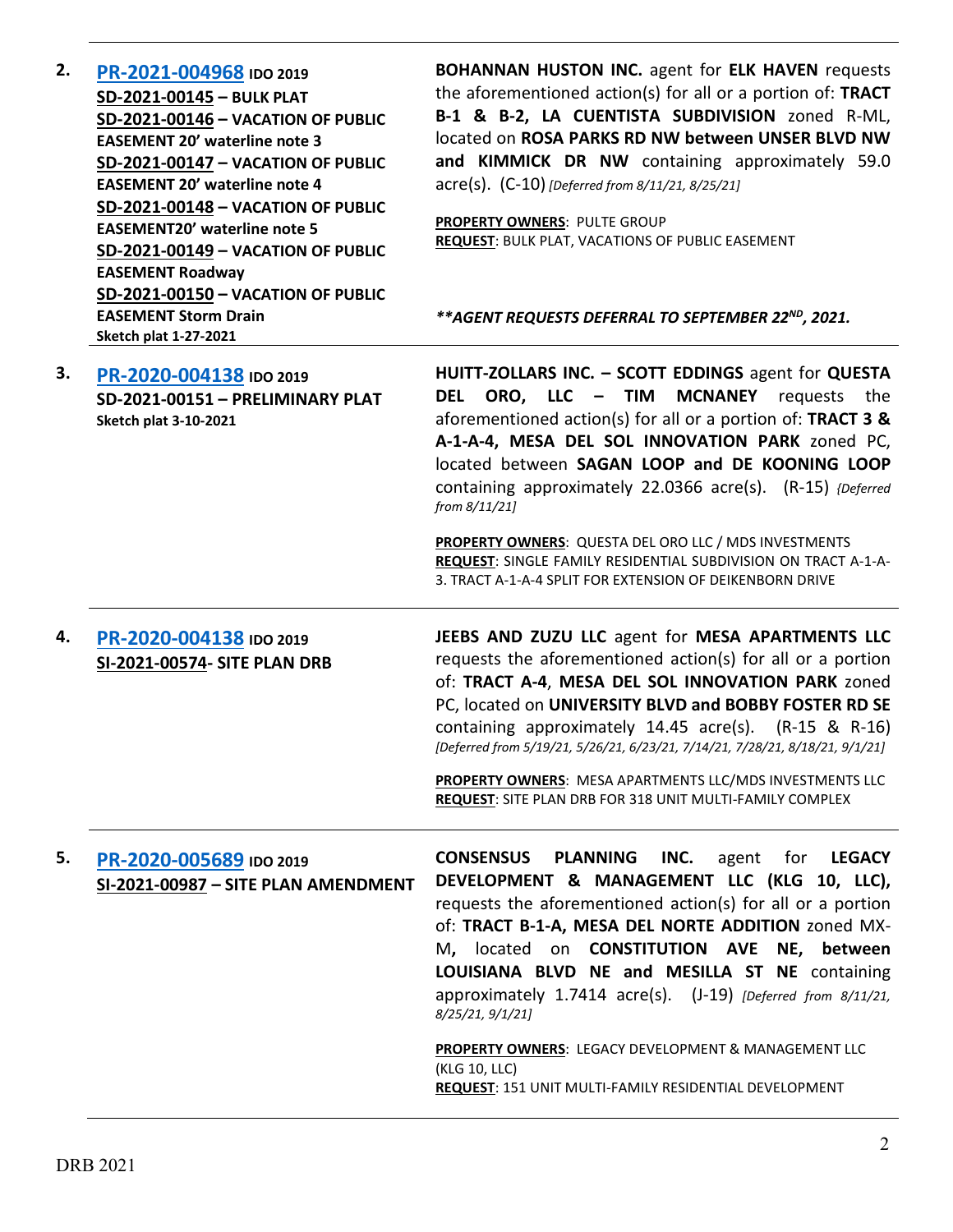| | | |
|---|---|---|
| **2.** | **[PR-2021-004968](#) IDO 2019**<br>**SD-2021-00145 – BULK PLAT**<br>**SD-2021-00146 – VACATION OF PUBLIC EASEMENT 20' waterline note 3**<br>**SD-2021-00147 – VACATION OF PUBLIC EASEMENT 20' waterline note 4**<br>**SD-2021-00148 – VACATION OF PUBLIC EASEMENT20' waterline note 5**<br>**SD-2021-00149 – VACATION OF PUBLIC EASEMENT Roadway**<br>**SD-2021-00150 – VACATION OF PUBLIC EASEMENT Storm Drain**<br>**Sketch plat 1-27-2021** | **BOHANNAN HUSTON INC.** agent for **ELK HAVEN** requests the aforementioned action(s) for all or a portion of: **TRACT B-1 & B-2, LA CUENTISTA SUBDIVISION** zoned R-ML, located on **ROSA PARKS RD NW between UNSER BLVD NW and KIMMICK DR NW** containing approximately 59.0 acre(s). (C-10) *[Deferred from 8/11/21, 8/25/21]*<br><br>**PROPERTY OWNERS**: PULTE GROUP<br>**REQUEST**: BULK PLAT, VACATIONS OF PUBLIC EASEMENT<br><br>***\*\*AGENT REQUESTS DEFERRAL TO SEPTEMBER 22ND, 2021.*** |
| **3.** | **[PR-2020-004138](#) IDO 2019**<br>**SD-2021-00151 – PRELIMINARY PLAT**<br>**Sketch plat 3-10-2021** | **HUITT-ZOLLARS INC. – SCOTT EDDINGS** agent for **QUESTA DEL ORO, LLC – TIM MCNANEY** requests the aforementioned action(s) for all or a portion of: **TRACT 3 & A-1-A-4, MESA DEL SOL INNOVATION PARK** zoned PC, located between **SAGAN LOOP and DE KOONING LOOP** containing approximately 22.0366 acre(s). (R-15) *{Deferred from 8/11/21]*<br><br>**PROPERTY OWNERS**: QUESTA DEL ORO LLC / MDS INVESTMENTS<br>**REQUEST**: SINGLE FAMILY RESIDENTIAL SUBDIVISION ON TRACT A-1-A-3. TRACT A-1-A-4 SPLIT FOR EXTENSION OF DEIKENBORN DRIVE |
| **4.** | **[PR-2020-004138](#) IDO 2019**<br>**SI-2021-00574- SITE PLAN DRB** | **JEEBS AND ZUZU LLC** agent for **MESA APARTMENTS LLC** requests the aforementioned action(s) for all or a portion of: **TRACT A-4**, **MESA DEL SOL INNOVATION PARK** zoned PC, located on **UNIVERSITY BLVD and BOBBY FOSTER RD SE** containing approximately 14.45 acre(s). (R-15 & R-16) *[Deferred from 5/19/21, 5/26/21, 6/23/21, 7/14/21, 7/28/21, 8/18/21, 9/1/21]*<br><br>**PROPERTY OWNERS**: MESA APARTMENTS LLC/MDS INVESTMENTS LLC<br>**REQUEST**: SITE PLAN DRB FOR 318 UNIT MULTI-FAMILY COMPLEX |
| **5.** | **[PR-2020-005689](#) IDO 2019**<br>**SI-2021-00987 – SITE PLAN AMENDMENT** | **CONSENSUS PLANNING INC.** agent for **LEGACY DEVELOPMENT & MANAGEMENT LLC (KLG 10, LLC),** requests the aforementioned action(s) for all or a portion of: **TRACT B-1-A, MESA DEL NORTE ADDITION** zoned MX-M**,** located on **CONSTITUTION AVE NE, between LOUISIANA BLVD NE and MESILLA ST NE** containing approximately 1.7414 acre(s). (J-19) *[Deferred from 8/11/21, 8/25/21, 9/1/21]*<br><br>**PROPERTY OWNERS**: LEGACY DEVELOPMENT & MANAGEMENT LLC (KLG 10, LLC)<br>**REQUEST**: 151 UNIT MULTI-FAMILY RESIDENTIAL DEVELOPMENT |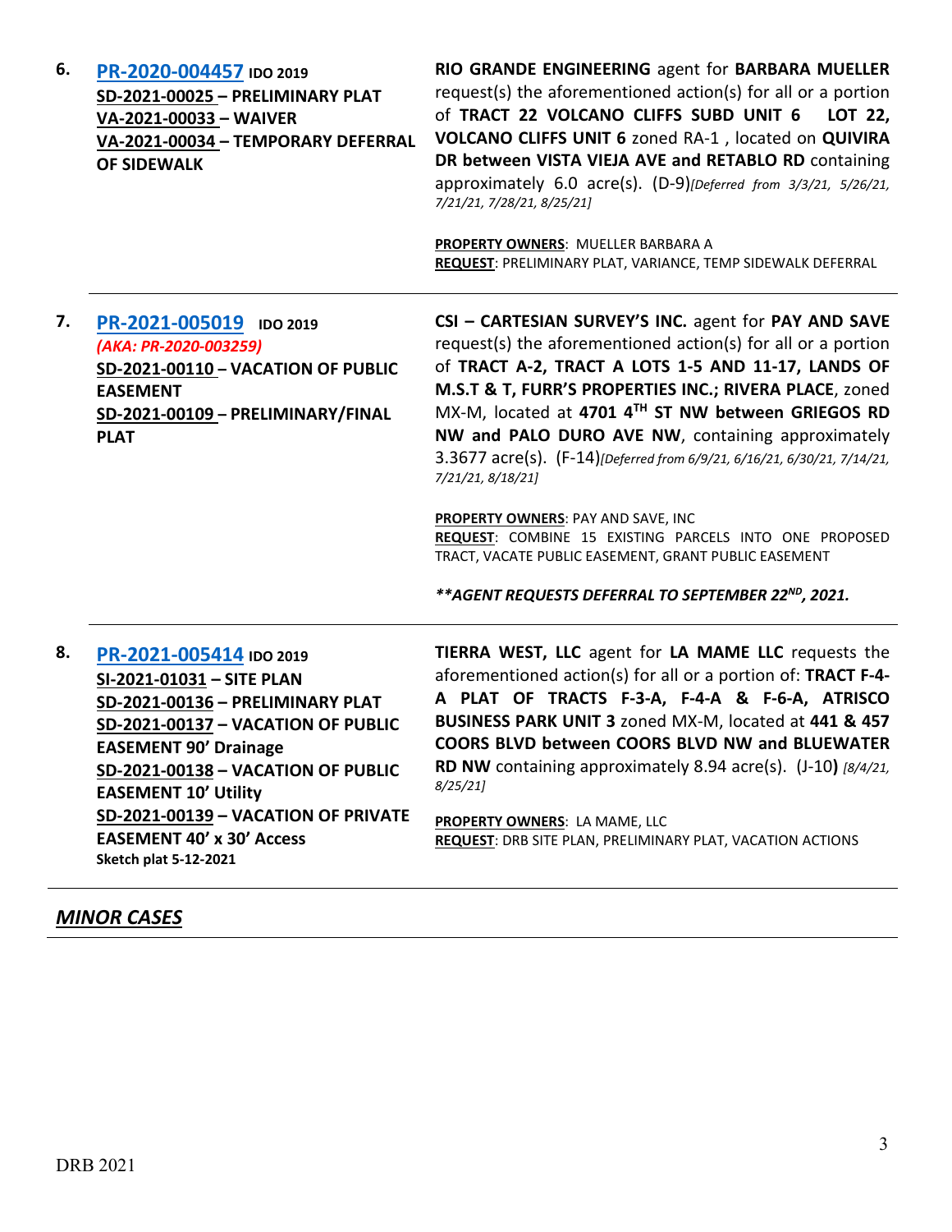6. **PR-2020-004457** **IDO 2019**
**SD-2021-00025 – PRELIMINARY PLAT**
**VA-2021-00033 – WAIVER**
**VA-2021-00034 – TEMPORARY DEFERRAL OF SIDEWALK**

**RIO GRANDE ENGINEERING** agent for **BARBARA MUELLER** request(s) the aforementioned action(s) for all or a portion of **TRACT 22 VOLCANO CLIFFS SUBD UNIT 6 LOT 22, VOLCANO CLIFFS UNIT 6** zoned RA-1 , located on **QUIVIRA DR between VISTA VIEJA AVE and RETABLO RD** containing approximately 6.0 acre(s). (D-9)*[Deferred from 3/3/21, 5/26/21, 7/21/21, 7/28/21, 8/25/21]*

**PROPERTY OWNERS**: MUELLER BARBARA A
**REQUEST**: PRELIMINARY PLAT, VARIANCE, TEMP SIDEWALK DEFERRAL

---

7. **PR-2021-005019** **IDO 2019**
*(AKA: PR-2020-003259)*
**SD-2021-00110 – VACATION OF PUBLIC EASEMENT**
**SD-2021-00109 – PRELIMINARY/FINAL PLAT**

**CSI – CARTESIAN SURVEY'S INC.** agent for **PAY AND SAVE** request(s) the aforementioned action(s) for all or a portion of **TRACT A-2, TRACT A LOTS 1-5 AND 11-17, LANDS OF M.S.T & T, FURR'S PROPERTIES INC.; RIVERA PLACE**, zoned MX-M, located at **4701 4TH ST NW between GRIEGOS RD NW and PALO DURO AVE NW**, containing approximately 3.3677 acre(s). (F-14)*[Deferred from 6/9/21, 6/16/21, 6/30/21, 7/14/21, 7/21/21, 8/18/21]*

**PROPERTY OWNERS**: PAY AND SAVE, INC
**REQUEST**: COMBINE 15 EXISTING PARCELS INTO ONE PROPOSED TRACT, VACATE PUBLIC EASEMENT, GRANT PUBLIC EASEMENT

***\*\*AGENT REQUESTS DEFERRAL TO SEPTEMBER 22ND, 2021.***

---

8. **PR-2021-005414** **IDO 2019**
**SI-2021-01031 – SITE PLAN**
**SD-2021-00136 – PRELIMINARY PLAT**
**SD-2021-00137 – VACATION OF PUBLIC EASEMENT 90' Drainage**
**SD-2021-00138 – VACATION OF PUBLIC EASEMENT 10' Utility**
**SD-2021-00139 – VACATION OF PRIVATE EASEMENT 40' x 30' Access**
**Sketch plat 5-12-2021**

**TIERRA WEST, LLC** agent for **LA MAME LLC** requests the aforementioned action(s) for all or a portion of: **TRACT F-4-A PLAT OF TRACTS F-3-A, F-4-A & F-6-A, ATRISCO BUSINESS PARK UNIT 3** zoned MX-M, located at **441 & 457 COORS BLVD between COORS BLVD NW and BLUEWATER RD NW** containing approximately 8.94 acre(s). (J-10**)** *[8/4/21, 8/25/21]*

**PROPERTY OWNERS**: LA MAME, LLC
**REQUEST**: DRB SITE PLAN, PRELIMINARY PLAT, VACATION ACTIONS

---

## *MINOR CASES*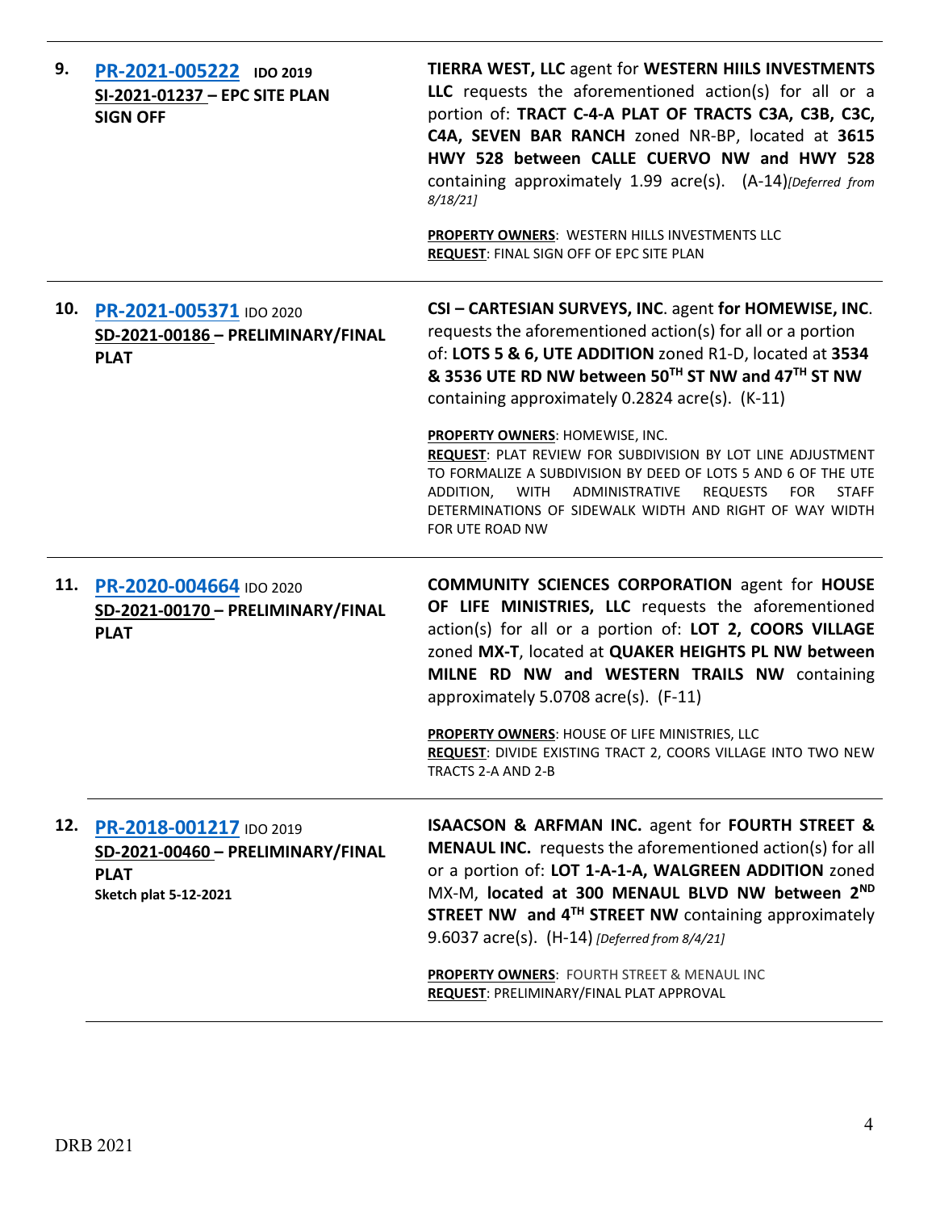| | | |
|---|---|---|
| **9.** | **PR-2021-005222** **IDO 2019**<br>**SI-2021-01237 – EPC SITE PLAN SIGN OFF** | **TIERRA WEST, LLC** agent for **WESTERN HIILS INVESTMENTS LLC** requests the aforementioned action(s) for all or a portion of: **TRACT C-4-A PLAT OF TRACTS C3A, C3B, C3C, C4A, SEVEN BAR RANCH** zoned NR-BP, located at **3615 HWY 528 between CALLE CUERVO NW and HWY 528** containing approximately 1.99 acre(s). (A-14)*[Deferred from 8/18/21]*<br><br>**PROPERTY OWNERS**: WESTERN HILLS INVESTMENTS LLC<br>**REQUEST**: FINAL SIGN OFF OF EPC SITE PLAN |
| **10.** | **PR-2021-005371** IDO 2020<br>**SD-2021-00186 – PRELIMINARY/FINAL PLAT** | **CSI – CARTESIAN SURVEYS, INC**. agent **for HOMEWISE, INC**. requests the aforementioned action(s) for all or a portion of: **LOTS 5 & 6, UTE ADDITION** zoned R1-D, located at **3534 & 3536 UTE RD NW between 50TH ST NW and 47TH ST NW** containing approximately 0.2824 acre(s). (K-11)<br><br>**PROPERTY OWNERS**: HOMEWISE, INC.<br>**REQUEST**: PLAT REVIEW FOR SUBDIVISION BY LOT LINE ADJUSTMENT TO FORMALIZE A SUBDIVISION BY DEED OF LOTS 5 AND 6 OF THE UTE ADDITION, WITH ADMINISTRATIVE REQUESTS FOR STAFF DETERMINATIONS OF SIDEWALK WIDTH AND RIGHT OF WAY WIDTH FOR UTE ROAD NW |
| **11.** | **PR-2020-004664** IDO 2020<br>**SD-2021-00170 – PRELIMINARY/FINAL PLAT** | **COMMUNITY SCIENCES CORPORATION** agent for **HOUSE OF LIFE MINISTRIES, LLC** requests the aforementioned action(s) for all or a portion of: **LOT 2, COORS VILLAGE** zoned **MX-T**, located at **QUAKER HEIGHTS PL NW between MILNE RD NW and WESTERN TRAILS NW** containing approximately 5.0708 acre(s). (F-11)<br><br>**PROPERTY OWNERS**: HOUSE OF LIFE MINISTRIES, LLC<br>**REQUEST**: DIVIDE EXISTING TRACT 2, COORS VILLAGE INTO TWO NEW TRACTS 2-A AND 2-B |
| **12.** | **PR-2018-001217** IDO 2019<br>**SD-2021-00460 – PRELIMINARY/FINAL PLAT**<br>**Sketch plat 5-12-2021** | **ISAACSON & ARFMAN INC.** agent for **FOURTH STREET & MENAUL INC.** requests the aforementioned action(s) for all or a portion of: **LOT 1-A-1-A, WALGREEN ADDITION** zoned MX-M, **located at 300 MENAUL BLVD NW between 2ND STREET NW and 4TH STREET NW** containing approximately 9.6037 acre(s). (H-14) *[Deferred from 8/4/21]*<br><br>**PROPERTY OWNERS**: FOURTH STREET & MENAUL INC<br>**REQUEST**: PRELIMINARY/FINAL PLAT APPROVAL |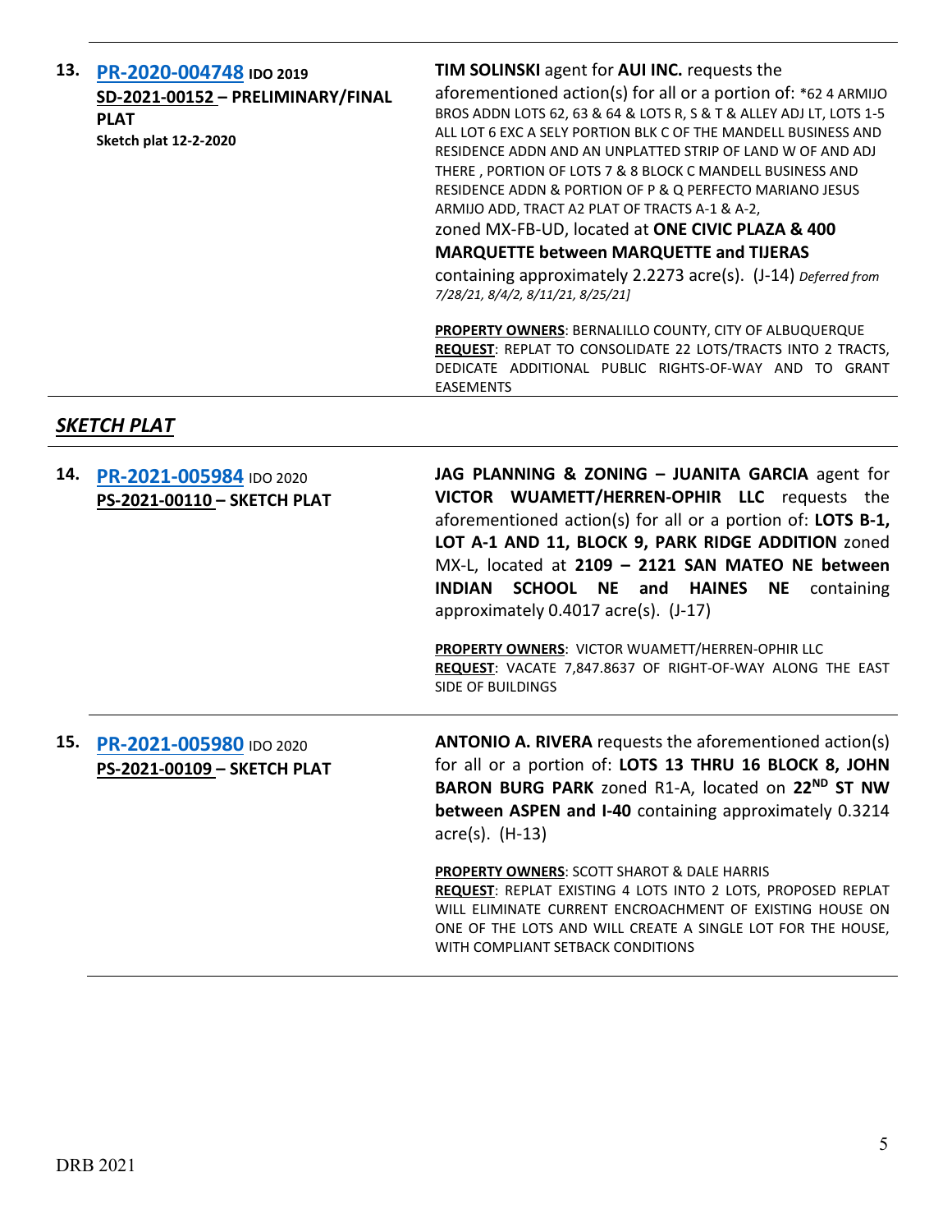| | | |
|---|---|---|
| **13.** | **[PR-2020-004748](#) IDO 2019**<br>**SD-2021-00152 – PRELIMINARY/FINAL PLAT**<br>**Sketch plat 12-2-2020** | **TIM SOLINSKI** agent for **AUI INC.** requests the aforementioned action(s) for all or a portion of: *62 4 ARMIJO BROS ADDN LOTS 62, 63 & 64 & LOTS R, S & T & ALLEY ADJ LT, LOTS 1-5 ALL LOT 6 EXC A SELY PORTION BLK C OF THE MANDELL BUSINESS AND RESIDENCE ADDN AND AN UNPLATTED STRIP OF LAND W OF AND ADJ THERE , PORTION OF LOTS 7 & 8 BLOCK C MANDELL BUSINESS AND RESIDENCE ADDN & PORTION OF P & Q PERFECTO MARIANO JESUS ARMIJO ADD, TRACT A2 PLAT OF TRACTS A-1 & A-2, zoned MX-FB-UD, located at **ONE CIVIC PLAZA & 400 MARQUETTE between MARQUETTE and TIJERAS** containing approximately 2.2273 acre(s). (J-14) *Deferred from 7/28/21, 8/4/2, 8/11/21, 8/25/21]*<br><br>**PROPERTY OWNERS**: BERNALILLO COUNTY, CITY OF ALBUQUERQUE<br>**REQUEST**: REPLAT TO CONSOLIDATE 22 LOTS/TRACTS INTO 2 TRACTS, DEDICATE ADDITIONAL PUBLIC RIGHTS-OF-WAY AND TO GRANT EASEMENTS |

## *SKETCH PLAT*

| | | |
|---|---|---|
| **14.** | **[PR-2021-005984](#)** IDO 2020<br>**PS-2021-00110 – SKETCH PLAT** | **JAG PLANNING & ZONING – JUANITA GARCIA** agent for **VICTOR WUAMETT/HERREN-OPHIR LLC** requests the aforementioned action(s) for all or a portion of: **LOTS B-1, LOT A-1 AND 11, BLOCK 9, PARK RIDGE ADDITION** zoned MX-L, located at **2109 – 2121 SAN MATEO NE between INDIAN SCHOOL NE and HAINES NE** containing approximately 0.4017 acre(s). (J-17)<br><br>**PROPERTY OWNERS**: VICTOR WUAMETT/HERREN-OPHIR LLC<br>**REQUEST**: VACATE 7,847.8637 OF RIGHT-OF-WAY ALONG THE EAST SIDE OF BUILDINGS |
| **15.** | **[PR-2021-005980](#)** IDO 2020<br>**PS-2021-00109 – SKETCH PLAT** | **ANTONIO A. RIVERA** requests the aforementioned action(s) for all or a portion of: **LOTS 13 THRU 16 BLOCK 8, JOHN BARON BURG PARK** zoned R1-A, located on **22ND ST NW between ASPEN and I-40** containing approximately 0.3214 acre(s). (H-13)<br><br>**PROPERTY OWNERS**: SCOTT SHAROT & DALE HARRIS<br>**REQUEST**: REPLAT EXISTING 4 LOTS INTO 2 LOTS, PROPOSED REPLAT WILL ELIMINATE CURRENT ENCROACHMENT OF EXISTING HOUSE ON ONE OF THE LOTS AND WILL CREATE A SINGLE LOT FOR THE HOUSE, WITH COMPLIANT SETBACK CONDITIONS |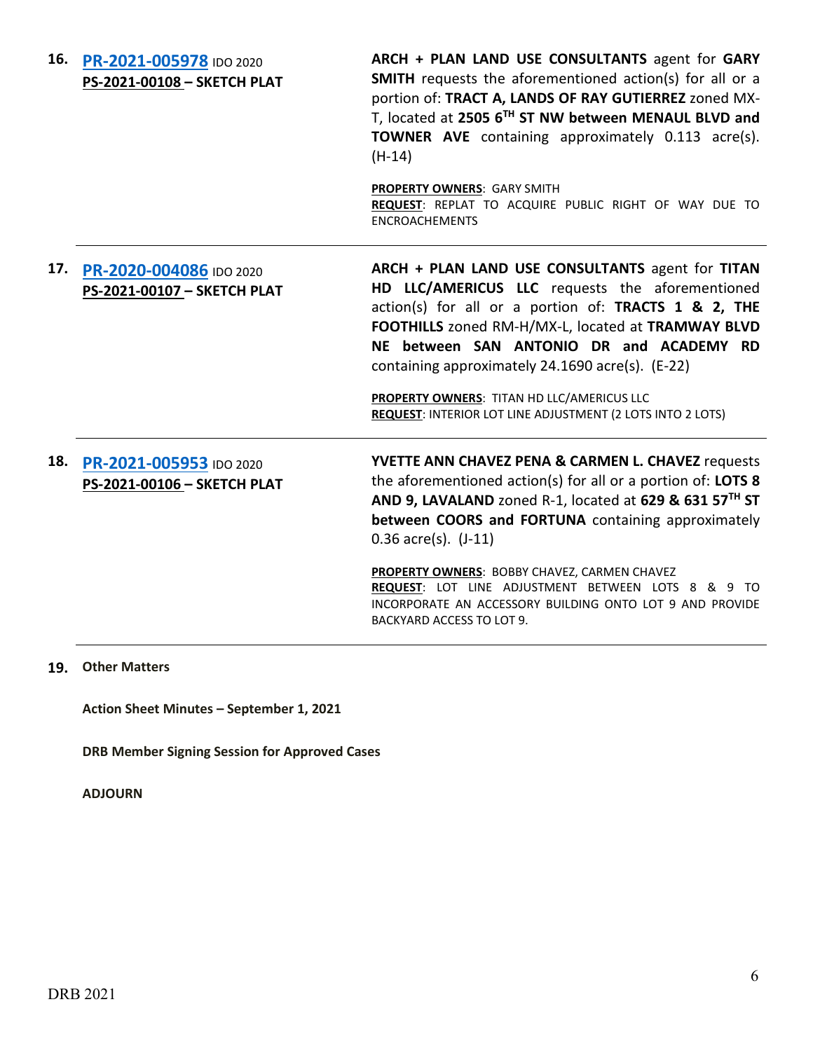16. **[PR-2021-005978](#)** IDO 2020
**PS-2021-00108 – SKETCH PLAT**

**ARCH + PLAN LAND USE CONSULTANTS** agent for **GARY SMITH** requests the aforementioned action(s) for all or a portion of: **TRACT A, LANDS OF RAY GUTIERREZ** zoned MX-T, located at **2505 6TH ST NW between MENAUL BLVD and TOWNER AVE** containing approximately 0.113 acre(s). (H-14)

**PROPERTY OWNERS**: GARY SMITH
**REQUEST**: REPLAT TO ACQUIRE PUBLIC RIGHT OF WAY DUE TO ENCROACHEMENTS

---

17. **[PR-2020-004086](#)** IDO 2020
**PS-2021-00107 – SKETCH PLAT**

**ARCH + PLAN LAND USE CONSULTANTS** agent for **TITAN HD LLC/AMERICUS LLC** requests the aforementioned action(s) for all or a portion of: **TRACTS 1 & 2, THE FOOTHILLS** zoned RM-H/MX-L, located at **TRAMWAY BLVD NE between SAN ANTONIO DR and ACADEMY RD** containing approximately 24.1690 acre(s). (E-22)

**PROPERTY OWNERS**: TITAN HD LLC/AMERICUS LLC
**REQUEST**: INTERIOR LOT LINE ADJUSTMENT (2 LOTS INTO 2 LOTS)

---

18. **[PR-2021-005953](#)** IDO 2020
**PS-2021-00106 – SKETCH PLAT**

**YVETTE ANN CHAVEZ PENA & CARMEN L. CHAVEZ** requests the aforementioned action(s) for all or a portion of: **LOTS 8 AND 9, LAVALAND** zoned R-1, located at **629 & 631 57TH ST between COORS and FORTUNA** containing approximately 0.36 acre(s). (J-11)

**PROPERTY OWNERS**: BOBBY CHAVEZ, CARMEN CHAVEZ
**REQUEST**: LOT LINE ADJUSTMENT BETWEEN LOTS 8 & 9 TO INCORPORATE AN ACCESSORY BUILDING ONTO LOT 9 AND PROVIDE BACKYARD ACCESS TO LOT 9.

---

19. **Other Matters**

**Action Sheet Minutes – September 1, 2021**

**DRB Member Signing Session for Approved Cases**

**ADJOURN**